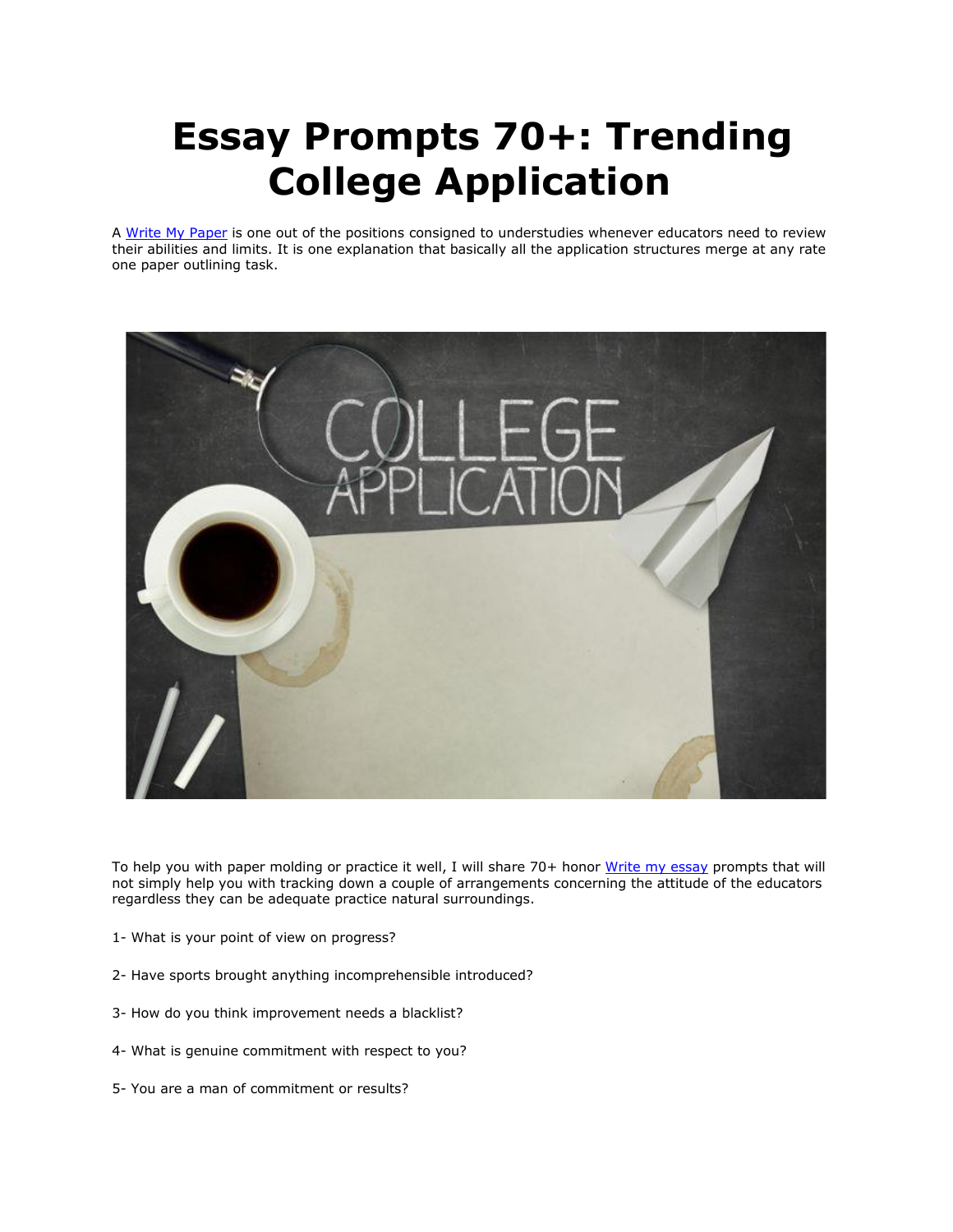# Essay Prompts 70+: Trending College Application

A Write My Paper is one out of the positions consigned to understudies whenever educators need to review their abilities and limits. It is one explanation that basically all the application structures merge at any rate one paper outlining task.

To help you with paper molding or practice it well, I will share 70+ honor Write my essay prompts that will not simply help you with tracking down a couple of arrangements concerning the attitude of the educators regardless they can be adequate practice natural surroundings.

1- What is your point of view on progress?

2- Have sports brought anything incomprehensible introduced?

3- How do you think improvement needs a blacklist?

4- What is genuine commitment with respect to you?

5- You are a man of commitment or results?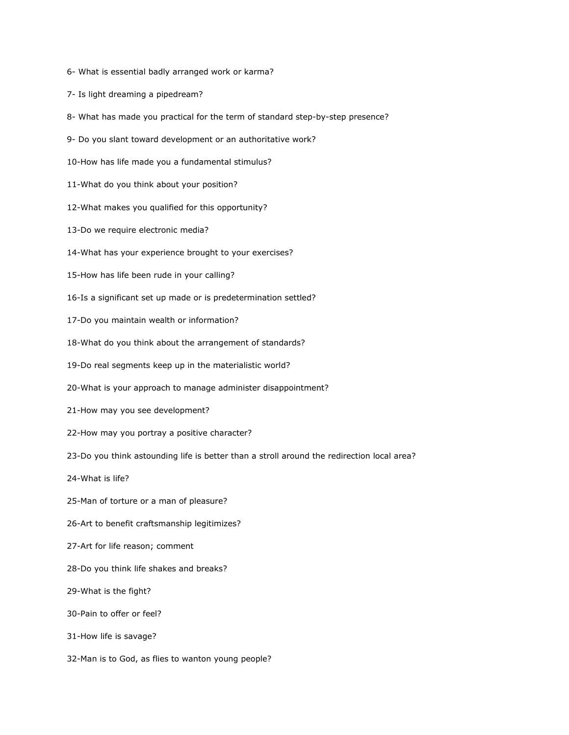6- What is essential badly arranged work or karma?

7- Is light dreaming a pipedream?

8- What has made you practical for the term of standard step-by-step presence?

9- Do you slant toward development or an authoritative work?

10-How has life made you a fundamental stimulus?

11-What do you think about your position?

12-What makes you qualified for this opportunity?

13-Do we require electronic media?

14-What has your experience brought to your exercises?

15-How has life been rude in your calling?

16-Is a significant set up made or is predetermination settled?

17-Do you maintain wealth or information?

18-What do you think about the arrangement of standards?

19-Do real segments keep up in the materialistic world?

20-What is your approach to manage administer disappointment?

21-How may you see development?

22-How may you portray a positive character?

23-Do you think astounding life is better than a stroll around the redirection local area?

24-What is life?

25-Man of torture or a man of pleasure?

26-Art to benefit craftsmanship legitimizes?

27-Art for life reason; comment

28-Do you think life shakes and breaks?

29-What is the fight?

30-Pain to offer or feel?

31-How life is savage?

32-Man is to God, as flies to wanton young people?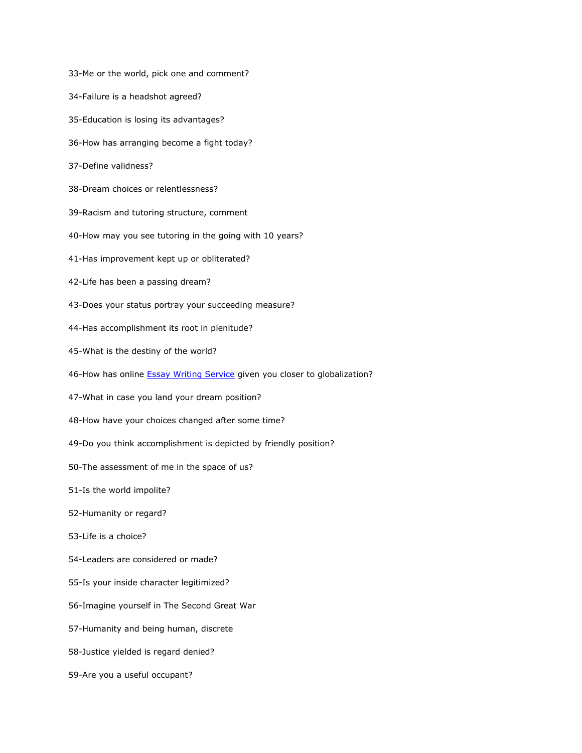33-Me or the world, pick one and comment?

34-Failure is a headshot agreed?

35-Education is losing its advantages?

36-How has arranging become a fight today?

37-Define validness?

38-Dream choices or relentlessness?

39-Racism and tutoring structure, comment

40-How may you see tutoring in the going with 10 years?

41-Has improvement kept up or obliterated?

42-Life has been a passing dream?

43-Does your status portray your succeeding measure?

44-Has accomplishment its root in plenitude?

45-What is the destiny of the world?

46-How has online [Essay Writing Service]() given you closer to globalization?

47-What in case you land your dream position?

48-How have your choices changed after some time?

49-Do you think accomplishment is depicted by friendly position?

50-The assessment of me in the space of us?

51-Is the world impolite?

52-Humanity or regard?

53-Life is a choice?

54-Leaders are considered or made?

55-Is your inside character legitimized?

56-Imagine yourself in The Second Great War

57-Humanity and being human, discrete

58-Justice yielded is regard denied?

59-Are you a useful occupant?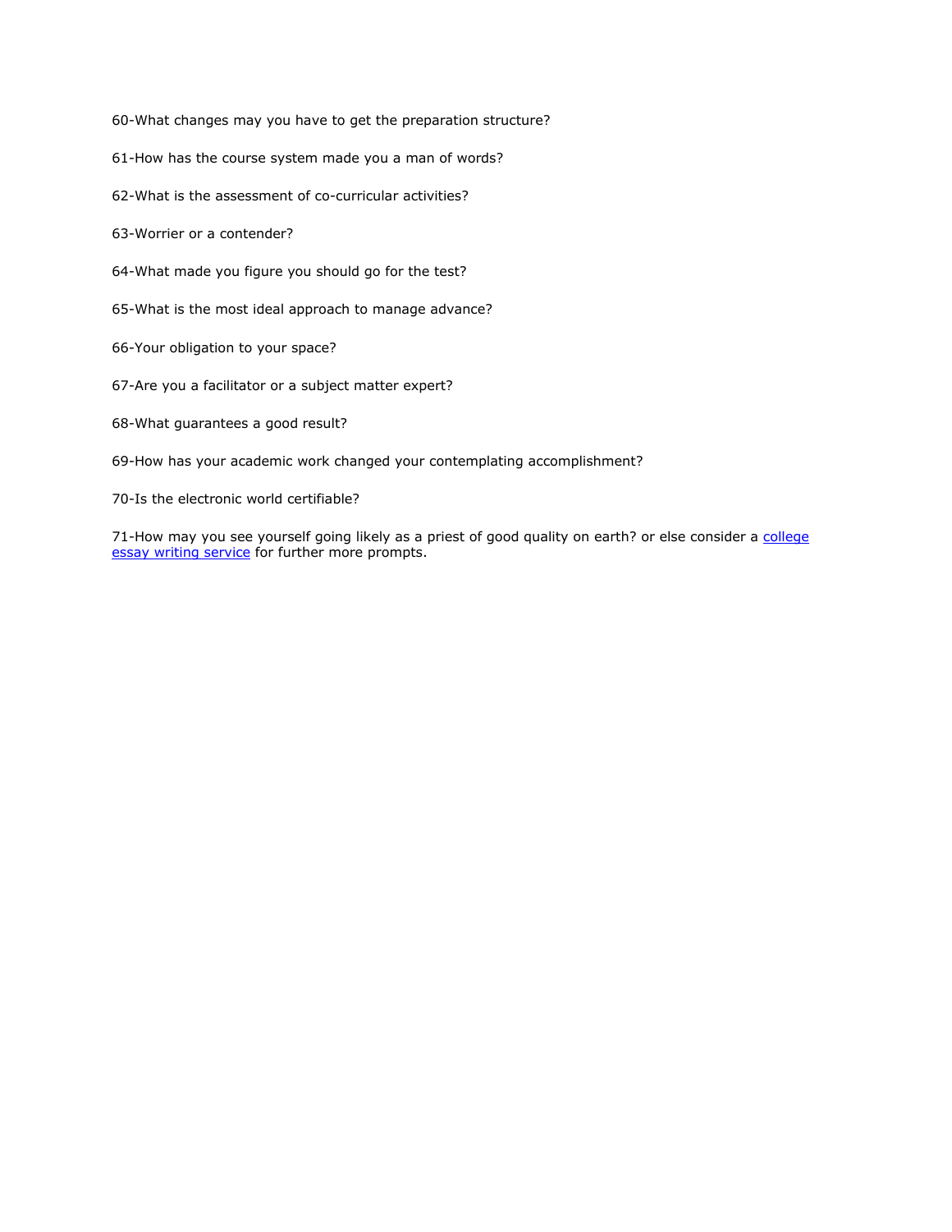60-What changes may you have to get the preparation structure?

61-How has the course system made you a man of words?

62-What is the assessment of co-curricular activities?

63-Worrier or a contender?

64-What made you figure you should go for the test?

65-What is the most ideal approach to manage advance?

66-Your obligation to your space?

67-Are you a facilitator or a subject matter expert?

68-What guarantees a good result?

69-How has your academic work changed your contemplating accomplishment?

70-Is the electronic world certifiable?

71-How may you see yourself going likely as a priest of good quality on earth? or else consider a college essay writing service for further more prompts.